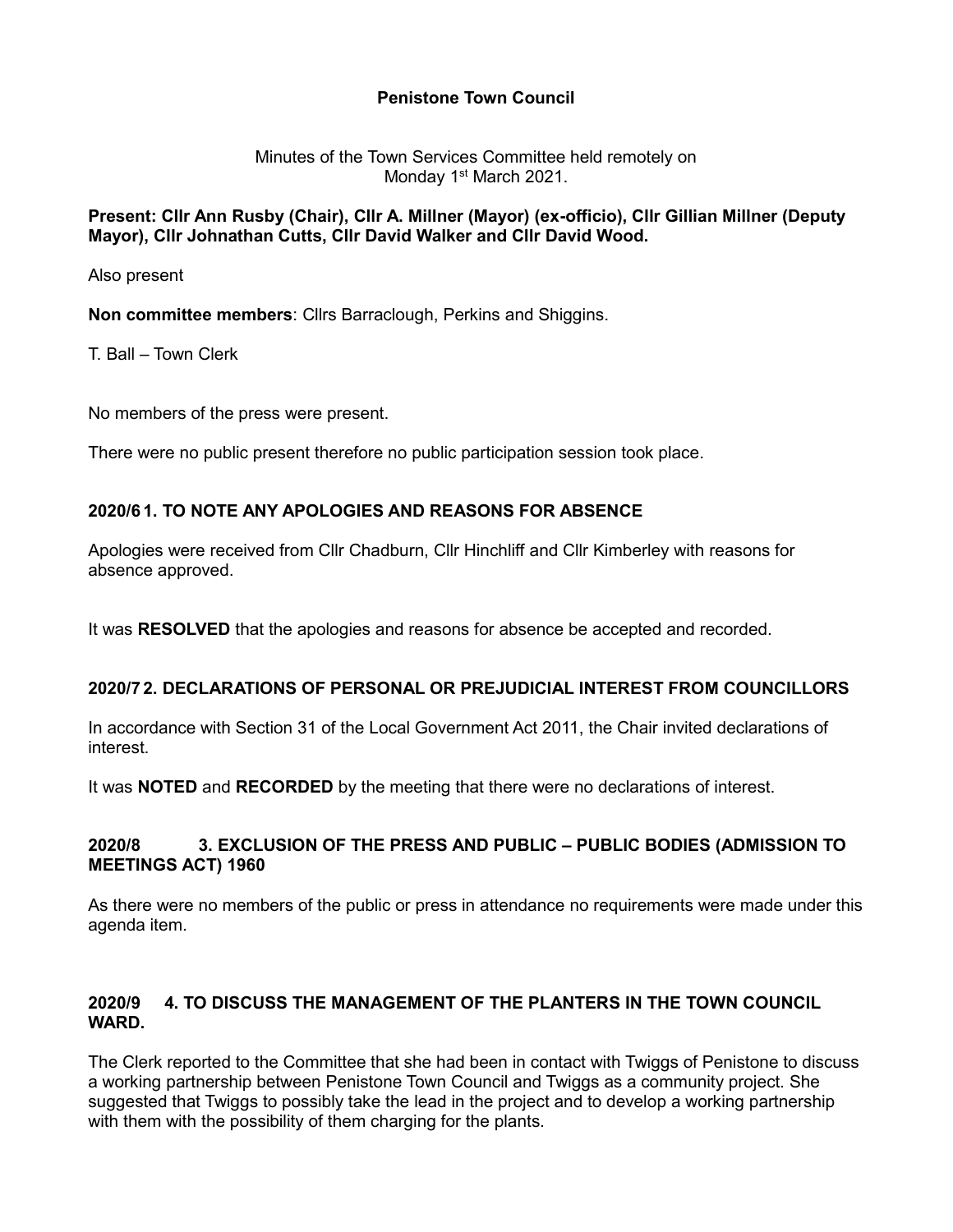**Penistone Town Council**

Minutes of the Town Services Committee held remotely on
Monday 1st March 2021.

**Present: Cllr Ann Rusby (Chair), Cllr A. Millner (Mayor) (ex-officio), Cllr Gillian Millner (Deputy Mayor), Cllr Johnathan Cutts, Cllr David Walker and Cllr David Wood.**

Also present

**Non committee members**: Cllrs Barraclough, Perkins and Shiggins.

T. Ball – Town Clerk

No members of the press were present.

There were no public present therefore no public participation session took place.

### 2020/6 1. TO NOTE ANY APOLOGIES AND REASONS FOR ABSENCE

Apologies were received from Cllr Chadburn, Cllr Hinchliff and Cllr Kimberley with reasons for absence approved.

It was **RESOLVED** that the apologies and reasons for absence be accepted and recorded.

### 2020/7 2. DECLARATIONS OF PERSONAL OR PREJUDICIAL INTEREST FROM COUNCILLORS

In accordance with Section 31 of the Local Government Act 2011, the Chair invited declarations of interest.

It was **NOTED** and **RECORDED** by the meeting that there were no declarations of interest.

### 2020/8 3. EXCLUSION OF THE PRESS AND PUBLIC – PUBLIC BODIES (ADMISSION TO MEETINGS ACT) 1960

As there were no members of the public or press in attendance no requirements were made under this agenda item.

### 2020/9 4. TO DISCUSS THE MANAGEMENT OF THE PLANTERS IN THE TOWN COUNCIL WARD.

The Clerk reported to the Committee that she had been in contact with Twiggs of Penistone to discuss a working partnership between Penistone Town Council and Twiggs as a community project. She suggested that Twiggs to possibly take the lead in the project and to develop a working partnership with them with the possibility of them charging for the plants.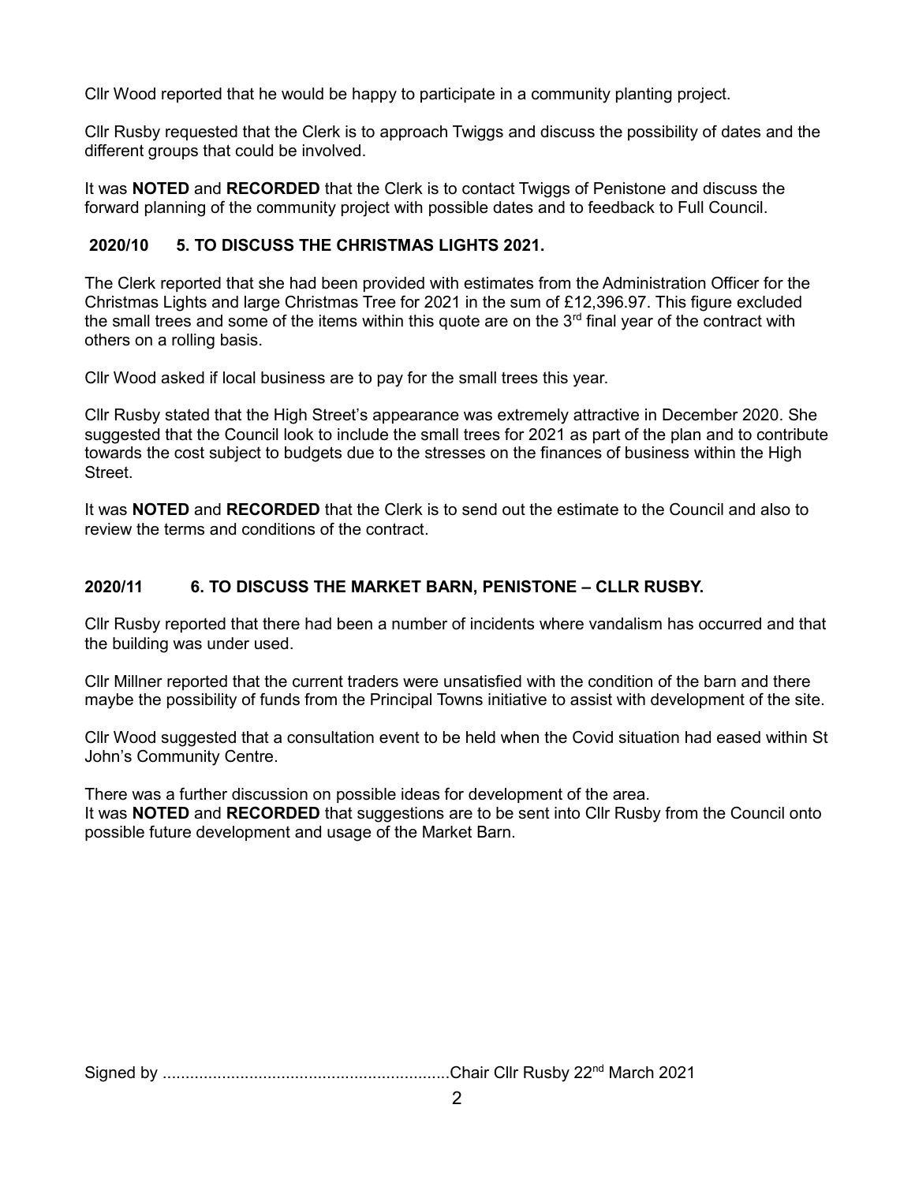Cllr Wood reported that he would be happy to participate in a community planting project.

Cllr Rusby requested that the Clerk is to approach Twiggs and discuss the possibility of dates and the different groups that could be involved.

It was **NOTED** and **RECORDED** that the Clerk is to contact Twiggs of Penistone and discuss the forward planning of the community project with possible dates and to feedback to Full Council.

### 2020/10 5. TO DISCUSS THE CHRISTMAS LIGHTS 2021.

The Clerk reported that she had been provided with estimates from the Administration Officer for the Christmas Lights and large Christmas Tree for 2021 in the sum of £12,396.97. This figure excluded the small trees and some of the items within this quote are on the 3rd final year of the contract with others on a rolling basis.

Cllr Wood asked if local business are to pay for the small trees this year.

Cllr Rusby stated that the High Street's appearance was extremely attractive in December 2020. She suggested that the Council look to include the small trees for 2021 as part of the plan and to contribute towards the cost subject to budgets due to the stresses on the finances of business within the High Street.

It was **NOTED** and **RECORDED** that the Clerk is to send out the estimate to the Council and also to review the terms and conditions of the contract.

### 2020/11 6. TO DISCUSS THE MARKET BARN, PENISTONE – CLLR RUSBY.

Cllr Rusby reported that there had been a number of incidents where vandalism has occurred and that the building was under used.

Cllr Millner reported that the current traders were unsatisfied with the condition of the barn and there maybe the possibility of funds from the Principal Towns initiative to assist with development of the site.

Cllr Wood suggested that a consultation event to be held when the Covid situation had eased within St John's Community Centre.

There was a further discussion on possible ideas for development of the area.
It was **NOTED** and **RECORDED** that suggestions are to be sent into Cllr Rusby from the Council onto possible future development and usage of the Market Barn.

Signed by ...............................................................Chair Cllr Rusby 22nd March 2021